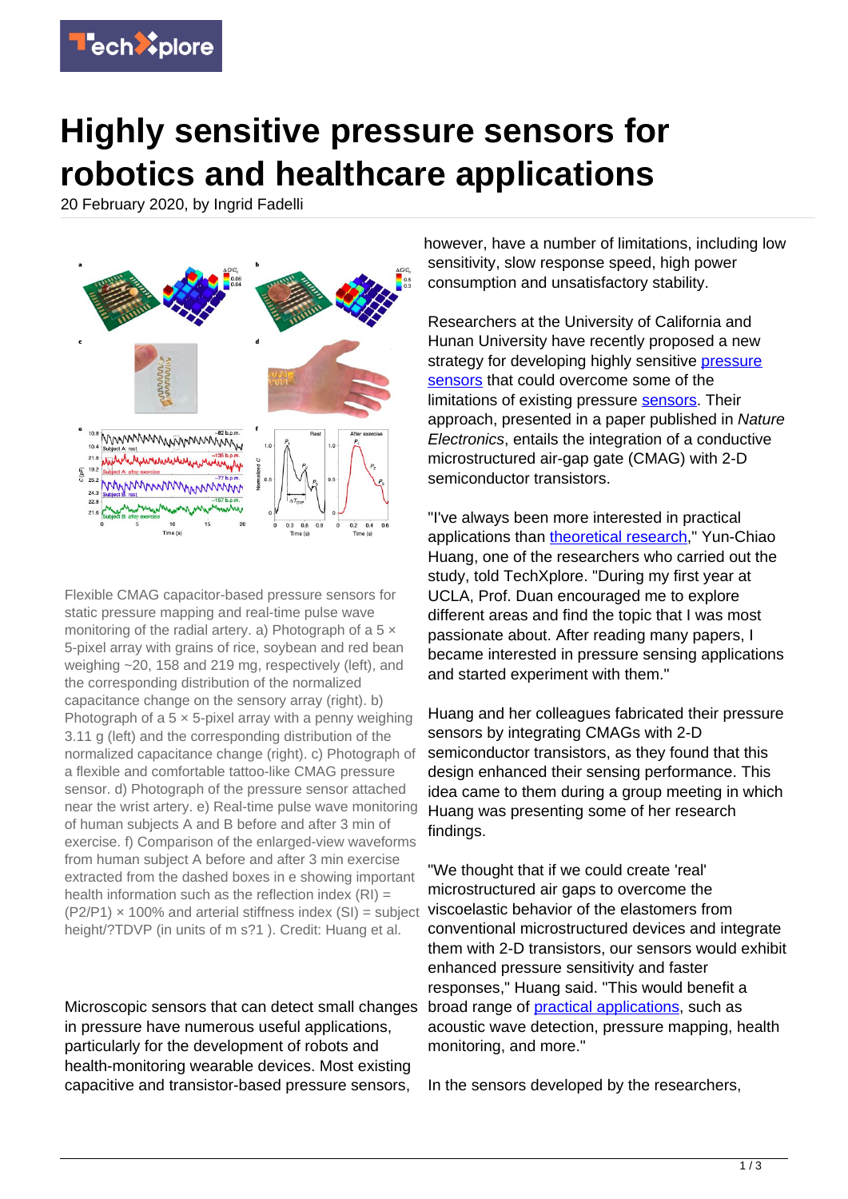# Highly sensitive pressure sensors for robotics and healthcare applications

20 February 2020, by Ingrid Fadelli

Flexible CMAG capacitor-based pressure sensors for static pressure mapping and real-time pulse wave monitoring of the radial artery. a) Photograph of a 5 × 5-pixel array with grains of rice, soybean and red bean weighing ~20, 158 and 219 mg, respectively (left), and the corresponding distribution of the normalized capacitance change on the sensory array (right). b) Photograph of a 5 × 5-pixel array with a penny weighing 3.11 g (left) and the corresponding distribution of the normalized capacitance change (right). c) Photograph of a flexible and comfortable tattoo-like CMAG pressure sensor. d) Photograph of the pressure sensor attached near the wrist artery. e) Real-time pulse wave monitoring of human subjects A and B before and after 3 min of exercise. f) Comparison of the enlarged-view waveforms from human subject A before and after 3 min exercise extracted from the dashed boxes in e showing important health information such as the reflection index (RI) = (P2/P1) × 100% and arterial stiffness index (SI) = subject height/?TDVP (in units of m s?1 ). Credit: Huang et al.

Microscopic sensors that can detect small changes in pressure have numerous useful applications, particularly for the development of robots and health-monitoring wearable devices. Most existing capacitive and transistor-based pressure sensors, however, have a number of limitations, including low sensitivity, slow response speed, high power consumption and unsatisfactory stability.

Researchers at the University of California and Hunan University have recently proposed a new strategy for developing highly sensitive pressure sensors that could overcome some of the limitations of existing pressure sensors. Their approach, presented in a paper published in *Nature Electronics*, entails the integration of a conductive microstructured air-gap gate (CMAG) with 2-D semiconductor transistors.

"I've always been more interested in practical applications than theoretical research," Yun-Chiao Huang, one of the researchers who carried out the study, told TechXplore. "During my first year at UCLA, Prof. Duan encouraged me to explore different areas and find the topic that I was most passionate about. After reading many papers, I became interested in pressure sensing applications and started experiment with them."

Huang and her colleagues fabricated their pressure sensors by integrating CMAGs with 2-D semiconductor transistors, as they found that this design enhanced their sensing performance. This idea came to them during a group meeting in which Huang was presenting some of her research findings.

"We thought that if we could create 'real' microstructured air gaps to overcome the viscoelastic behavior of the elastomers from conventional microstructured devices and integrate them with 2-D transistors, our sensors would exhibit enhanced pressure sensitivity and faster responses," Huang said. "This would benefit a broad range of practical applications, such as acoustic wave detection, pressure mapping, health monitoring, and more."

In the sensors developed by the researchers,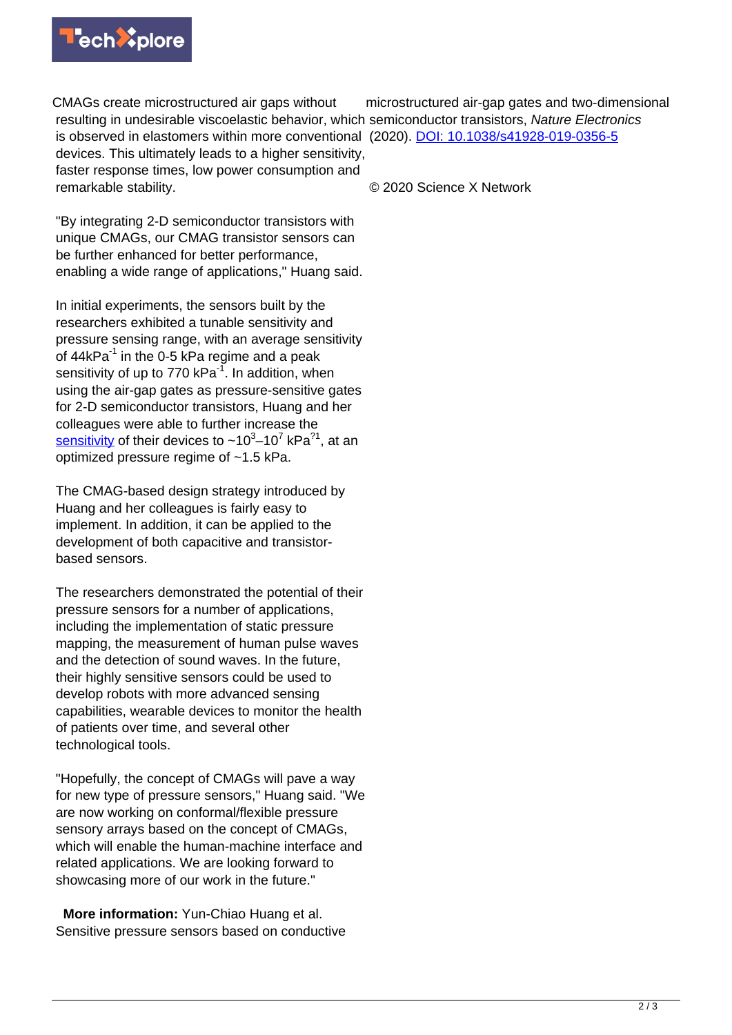CMAGs create microstructured air gaps without resulting in undesirable viscoelastic behavior, which is observed in elastomers within more conventional devices. This ultimately leads to a higher sensitivity, faster response times, low power consumption and remarkable stability.

"By integrating 2-D semiconductor transistors with unique CMAGs, our CMAG transistor sensors can be further enhanced for better performance, enabling a wide range of applications," Huang said.

In initial experiments, the sensors built by the researchers exhibited a tunable sensitivity and pressure sensing range, with an average sensitivity of $44 kPa^{-1}$ in the 0-5 kPa regime and a peak sensitivity of up to $770 kPa^{-1}$. In addition, when using the air-gap gates as pressure-sensitive gates for 2-D semiconductor transistors, Huang and her colleagues were able to further increase the sensitivity of their devices to $\sim 10^3$–$10^7$ kPa$^{?1}$, at an optimized pressure regime of ~1.5 kPa.

The CMAG-based design strategy introduced by Huang and her colleagues is fairly easy to implement. In addition, it can be applied to the development of both capacitive and transistor-based sensors.

The researchers demonstrated the potential of their pressure sensors for a number of applications, including the implementation of static pressure mapping, the measurement of human pulse waves and the detection of sound waves. In the future, their highly sensitive sensors could be used to develop robots with more advanced sensing capabilities, wearable devices to monitor the health of patients over time, and several other technological tools.

"Hopefully, the concept of CMAGs will pave a way for new type of pressure sensors," Huang said. "We are now working on conformal/flexible pressure sensory arrays based on the concept of CMAGs, which will enable the human-machine interface and related applications. We are looking forward to showcasing more of our work in the future."

**More information:** Yun-Chiao Huang et al. Sensitive pressure sensors based on conductive microstructured air-gap gates and two-dimensional semiconductor transistors, *Nature Electronics* (2020). DOI: 10.1038/s41928-019-0356-5

© 2020 Science X Network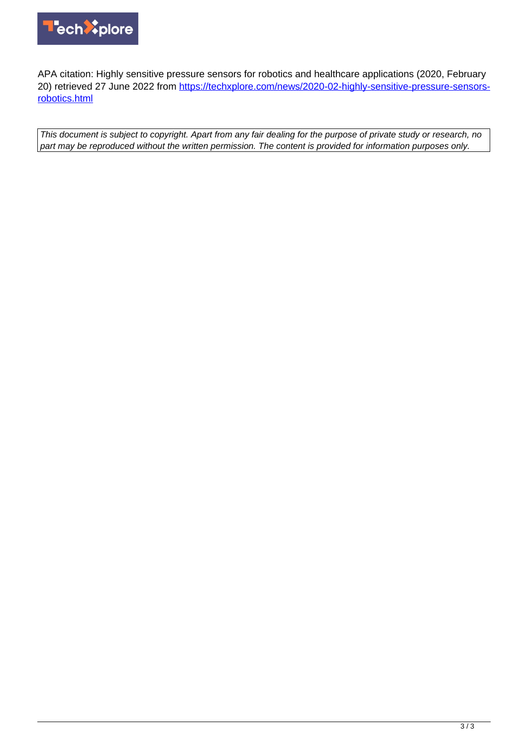APA citation: Highly sensitive pressure sensors for robotics and healthcare applications (2020, February 20) retrieved 27 June 2022 from https://techxplore.com/news/2020-02-highly-sensitive-pressure-sensors-robotics.html

*This document is subject to copyright. Apart from any fair dealing for the purpose of private study or research, no part may be reproduced without the written permission. The content is provided for information purposes only.*